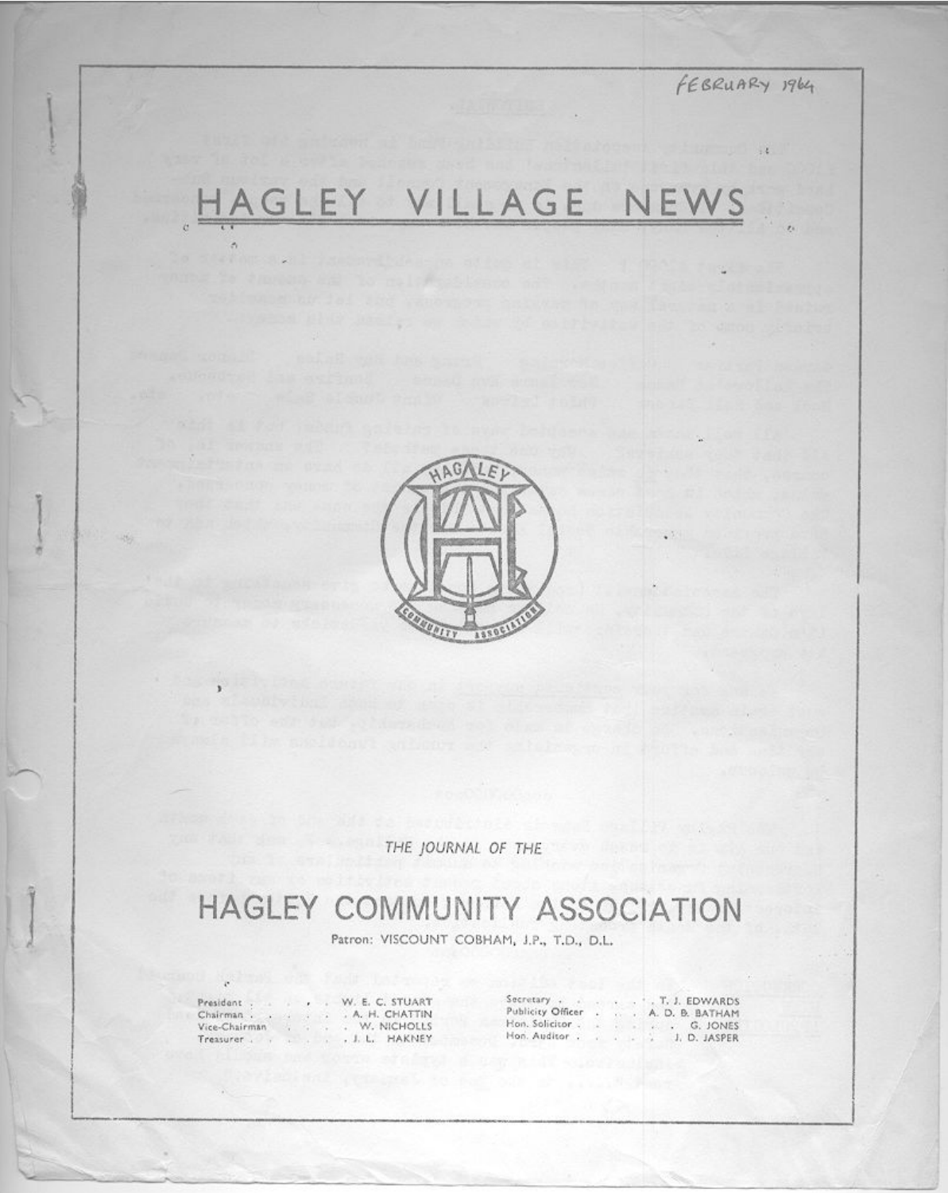FEBRUARY 1964

# HAGLEY VILLAGE NEWS

HAGLEY COMMUNITY ASSOCIATION

*THE JOURNAL OF THE*

## HAGLEY COMMUNITY ASSOCIATION

Patron: VISCOUNT COBHAM, J.P., T.D., D.L.

| | | | |
|---|---|---|---|
| President | W. E. C. STUART | Secretary | T. J. EDWARDS |
| Chairman | A. H. CHATTIN | Publicity Officer | A. D. B. BATHAM |
| Vice-Chairman | W. NICHOLLS | Hon. Solicitor | G. JONES |
| Treasurer | J. L. HAKNEY | Hon. Auditor | J. D. JASPER |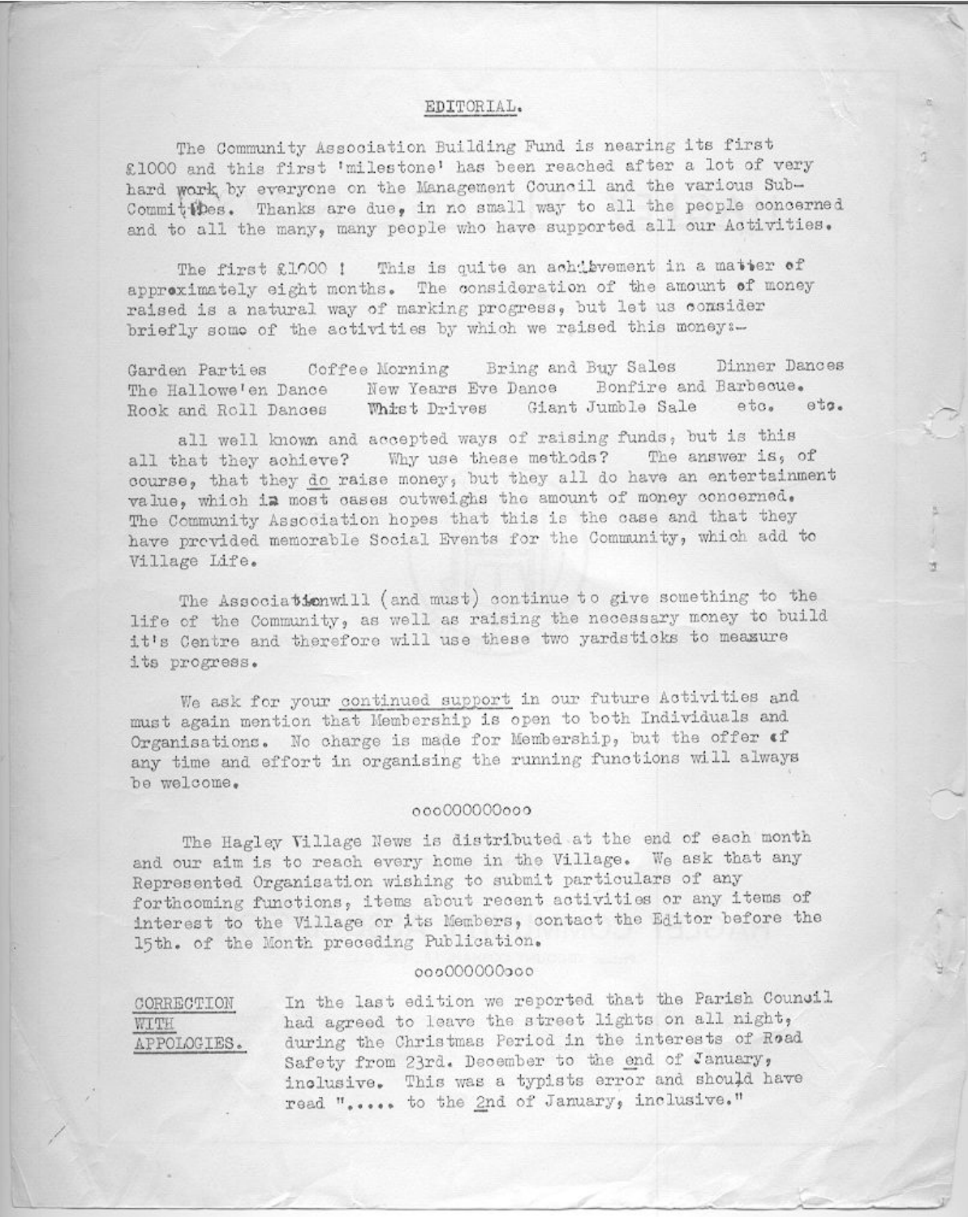## EDITORIAL.

The Community Association Building Fund is nearing its first £1000 and this first 'milestone' has been reached after a lot of very hard work by everyone on the Management Council and the various Sub-Committees. Thanks are due, in no small way to all the people concerned and to all the many, many people who have supported all our Activities.

The first £1000 ! This is quite an achievement in a matter of approximately eight months. The consideration of the amount of money raised is a natural way of marking progress, but let us consider briefly some of the activities by which we raised this money:-

Garden Parties Coffee Morning Bring and Buy Sales Dinner Dances
The Hallowe'en Dance New Years Eve Dance Bonfire and Barbecue.
Rock and Roll Dances Whist Drives Giant Jumble Sale etc. etc.

all well known and accepted ways of raising funds, but is this all that they achieve? Why use these methods? The answer is, of course, that they <u>do</u> raise money, but they all do have an entertainment value, which in most cases outweighs the amount of money concerned. The Community Association hopes that this is the case and that they have provided memorable Social Events for the Community, which add to Village Life.

The Associationwill (and must) continue to give something to the life of the Community, as well as raising the necessary money to build it's Centre and therefore will use these two yardsticks to measure its progress.

We ask for your <u>continued support</u> in our future Activities and must again mention that Membership is open to both Individuals and Organisations. No charge is made for Membership, but the offer of any time and effort in organising the running functions will always be welcome.

oooOOOOOOooo

The Hagley Village News is distributed at the end of each month and our aim is to reach every home in the Village. We ask that any Represented Organisation wishing to submit particulars of any forthcoming functions, items about recent activities or any items of interest to the Village or its Members, contact the Editor before the 15th. of the Month preceding Publication.

oooOOOOOOooo

<u>CORRECTION WITH APPOLOGIES.</u> In the last edition we reported that the Parish Council had agreed to leave the street lights on all night, during the Christmas Period in the interests of Road Safety from 23rd. December to the <u>end</u> of January, inclusive. This was a typists error and should have read "..... to the <u>2nd</u> of January, inclusive."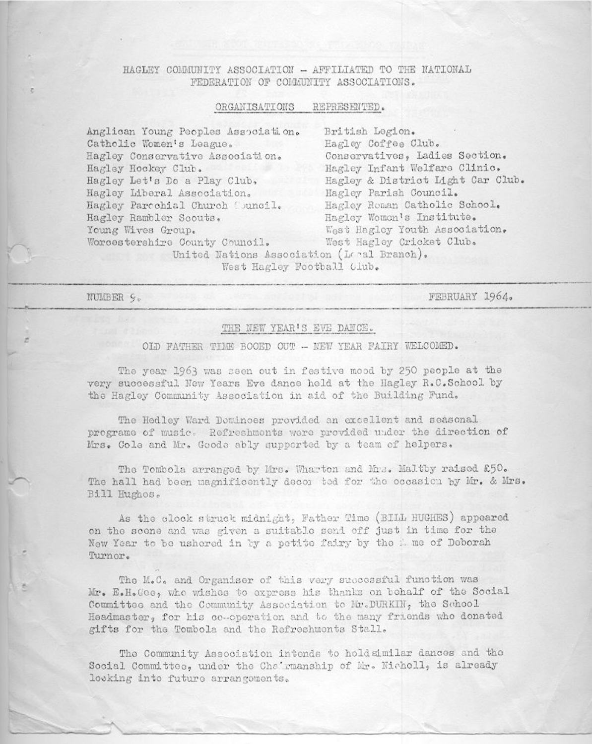# HAGLEY COMMUNITY ASSOCIATION - AFFILIATED TO THE NATIONAL FEDERATION OF COMMUNITY ASSOCIATIONS.

## ORGANISATIONS REPRESENTED.

Anglican Young Peoples Association.
Catholic Women's League.
Hagley Conservative Association.
Hagley Hockey Club.
Hagley Let's Do a Play Club,
Hagley Liberal Association,
Hagley Parochial Church Council.
Hagley Rambler Scouts.
Young Wives Group.
Worcestershire County Council.
British Legion.
Hagley Coffee Club.
Conservatives, Ladies Section.
Hagley Infant Welfare Clinic.
Hagley & District Light Car Club.
Hagley Parish Council.
Hagley Roman Catholic School.
Hagley Women's Institute.
West Hagley Youth Association.
West Hagley Cricket Club.
United Nations Association (Local Branch).
West Hagley Football Club.

---

NUMBER 9. FEBRUARY 1964.

---

## THE NEW YEAR'S EVE DANCE.

### OLD FATHER TIME BOOED OUT - NEW YEAR FAIRY WELCOMED.

The year 1963 was seen out in festive mood by 250 people at the very successful New Years Eve dance held at the Hagley R.C.School by the Hagley Community Association in aid of the Building Fund.

The Hedley Ward Dominoes provided an excellent and seasonal programe of music. Refreshments were provided under the direction of Mrs. Cole and Mr. Goode ably supported by a team of helpers.

The Tombola arranged by Mrs. Wharton and Mrs. Maltby raised £50. The hall had been magnificently decorated for the occasion by Mr. & Mrs. Bill Hughes.

As the clock struck midnight, Father Time (BILL HUGHES) appeared on the scene and was given a suitable send off just in time for the New Year to be ushered in by a petite fairy by the name of Deborah Turner.

The M.C. and Organiser of this very successful function was Mr. E.H.Gee, who wishes to express his thanks on behalf of the Social Committee and the Community Association to Mr.DURKIN, the School Headmaster, for his co-operation and to the many friends who donated gifts for the Tombola and the Refreshments Stall.

The Community Association intends to hold similar dances and the Social Committee, under the Chairmanship of Mr. Nicholl, is already looking into future arrangements.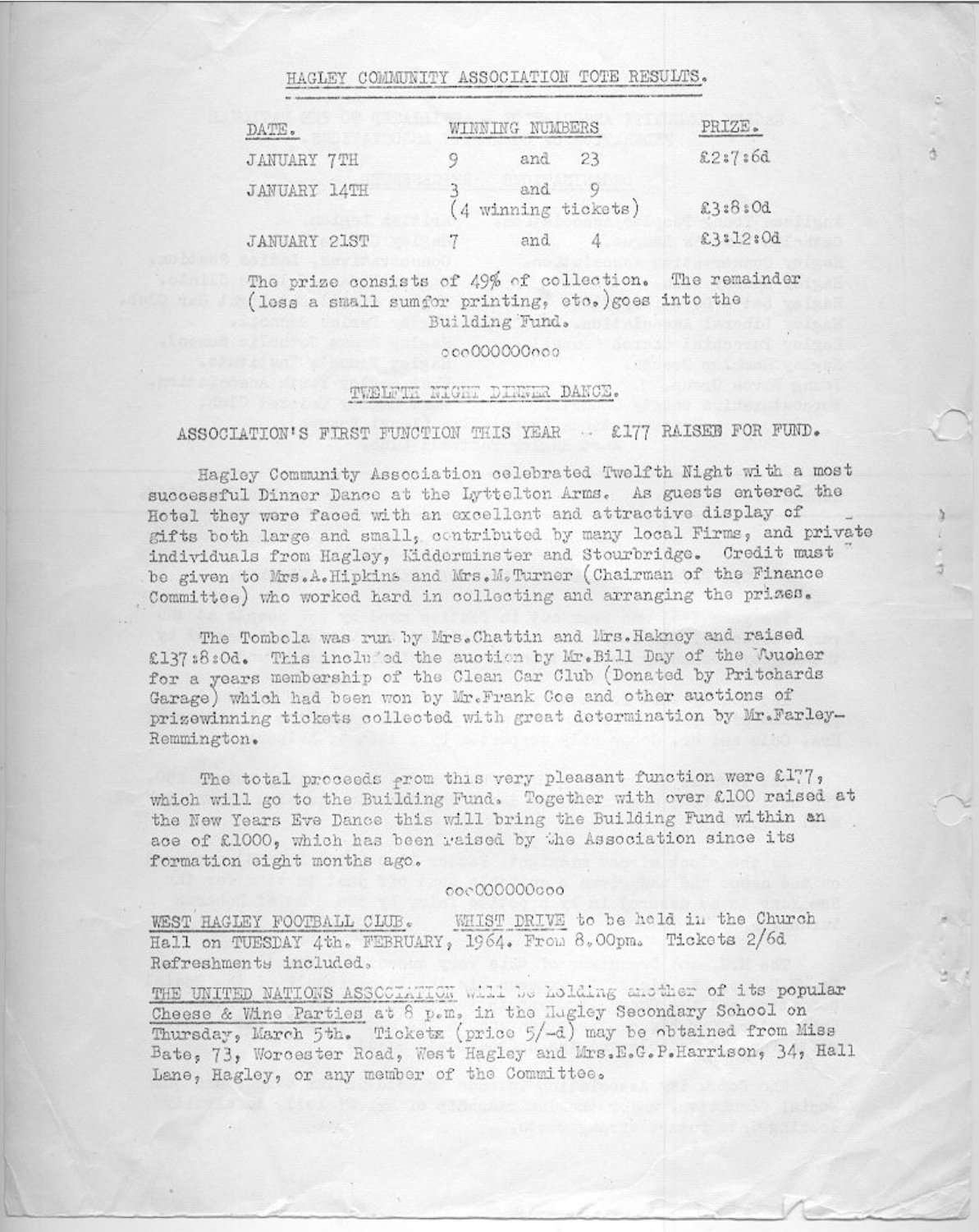## HAGLEY COMMUNITY ASSOCIATION TOTE RESULTS.

| DATE. | WINNING NUMBERS | PRIZE. |
|---|---|---|
| JANUARY 7TH | 9 and 23 | £2:7:6d |
| JANUARY 14TH | 3 and 9 (4 winning tickets) | £3:8:0d |
| JANUARY 21ST | 7 and 4 | £3:12:0d |

The prize consists of 49% of collection. The remainder (less a small sumfor printing, etc.)goes into the Building Fund.

oooOOOOOOOooo

### TWELFTH NIGHT DINNER DANCE.

ASSOCIATION'S FIRST FUNCTION THIS YEAR .. £177 RAISED FOR FUND.

Hagley Community Association celebrated Twelfth Night with a most successful Dinner Dance at the Lyttelton Arms. As guests entered the Hotel they were faced with an excellent and attractive display of gifts both large and small, contributed by many local Firms, and private individuals from Hagley, Kidderminster and Stourbridge. Credit must be given to Mrs.A.Hipkins and Mrs.M.Turner (Chairman of the Finance Committee) who worked hard in collecting and arranging the prizes.

The Tombola was run by Mrs.Chattin and Mrs.Hakney and raised £137:8:0d. This included the auction by Mr.Bill Day of the Voucher for a years membership of the Clean Car Club (Donated by Pritchards Garage) which had been won by Mr.Frank Coe and other auctions of prizewinning tickets collected with great determination by Mr.Farley-Remmington.

The total proceeds from this very pleasant function were £177, which will go to the Building Fund. Together with over £100 raised at the New Years Eve Dance this will bring the Building Fund within an ace of £1000, which has been raised by the Association since its formation eight months ago.

oooOOOOOOOooo

WEST HAGLEY FOOTBALL CLUB. WHIST DRIVE to be held in the Church Hall on TUESDAY 4th. FEBRUARY, 1964. From 8.00pm. Tickets 2/6d Refreshments included.

THE UNITED NATIONS ASSOCIATION will be holding another of its popular Cheese & Wine Parties at 8 p.m. in the Hagley Secondary School on Thursday, March 5th. Tickets (price 5/-d) may be obtained from Miss Bate, 73, Worcester Road, West Hagley and Mrs.E.G.P.Harrison, 34, Hall Lane, Hagley, or any member of the Committee.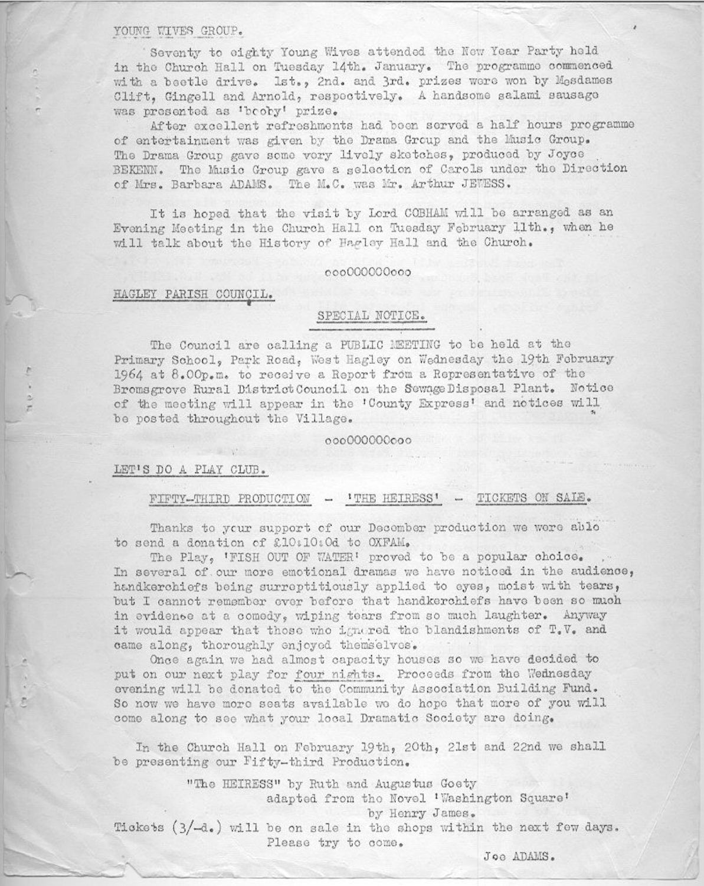## YOUNG WIVES GROUP.

Seventy to eighty Young Wives attended the New Year Party held in the Church Hall on Tuesday 14th. January. The programme commenced with a beetle drive. 1st., 2nd. and 3rd. prizes were won by Mesdames Clift, Gingell and Arnold, respectively. A handsome salami sausage was presented as 'booby' prize.

After excellent refreshments had been served a half hours programme of entertainment was given by the Drama Group and the Music Group. The Drama Group gave some very lively sketches, produced by Joyce BEKENN. The Music Group gave a selection of Carols under the Direction of Mrs. Barbara ADAMS. The M.C. was Mr. Arthur JEWESS.

It is hoped that the visit by Lord COBHAM will be arranged as an Evening Meeting in the Church Hall on Tuesday February 11th., when he will talk about the History of Hagley Hall and the Church.

oooOOOOOOOooo

## HAGLEY PARISH COUNCIL.

### SPECIAL NOTICE.

The Council are calling a PUBLIC MEETING to be held at the Primary School, Park Road, West Hagley on Wednesday the 19th February 1964 at 8.00p.m. to receive a Report from a Representative of the Bromsgrove Rural District Council on the Sewage Disposal Plant. Notice of the meeting will appear in the 'County Express' and notices will be posted throughout the Village.

oooOOOOOOOooo

## LET'S DO A PLAY CLUB.

### FIFTY-THIRD PRODUCTION - 'THE HEIRESS' - TICKETS ON SALE.

Thanks to your support of our December production we were able to send a donation of £10:10:0d to OXFAM.

The Play, 'FISH OUT OF WATER' proved to be a popular choice. In several of our more emotional dramas we have noticed in the audience, handkerchiefs being surreptitiously applied to eyes, moist with tears, but I cannot remember ever before that handkerchiefs have been so much in evidence at a comedy, wiping tears from so much laughter. Anyway it would appear that those who ignored the blandishments of T.V. and came along, thoroughly enjoyed themselves.

Once again we had almost capacity houses so we have decided to put on our next play for four nights. Proceeds from the Wednesday evening will be donated to the Community Association Building Fund. So now we have more seats available we do hope that more of you will come along to see what your local Dramatic Society are doing.

In the Church Hall on February 19th, 20th, 21st and 22nd we shall be presenting our Fifty-third Production.

"The HEIRESS" by Ruth and Augustus Goety
adapted from the Novel 'Washington Square'
by Henry James.

Tickets (3/-d.) will be on sale in the shops within the next few days.
Please try to come.

Joe ADAMS.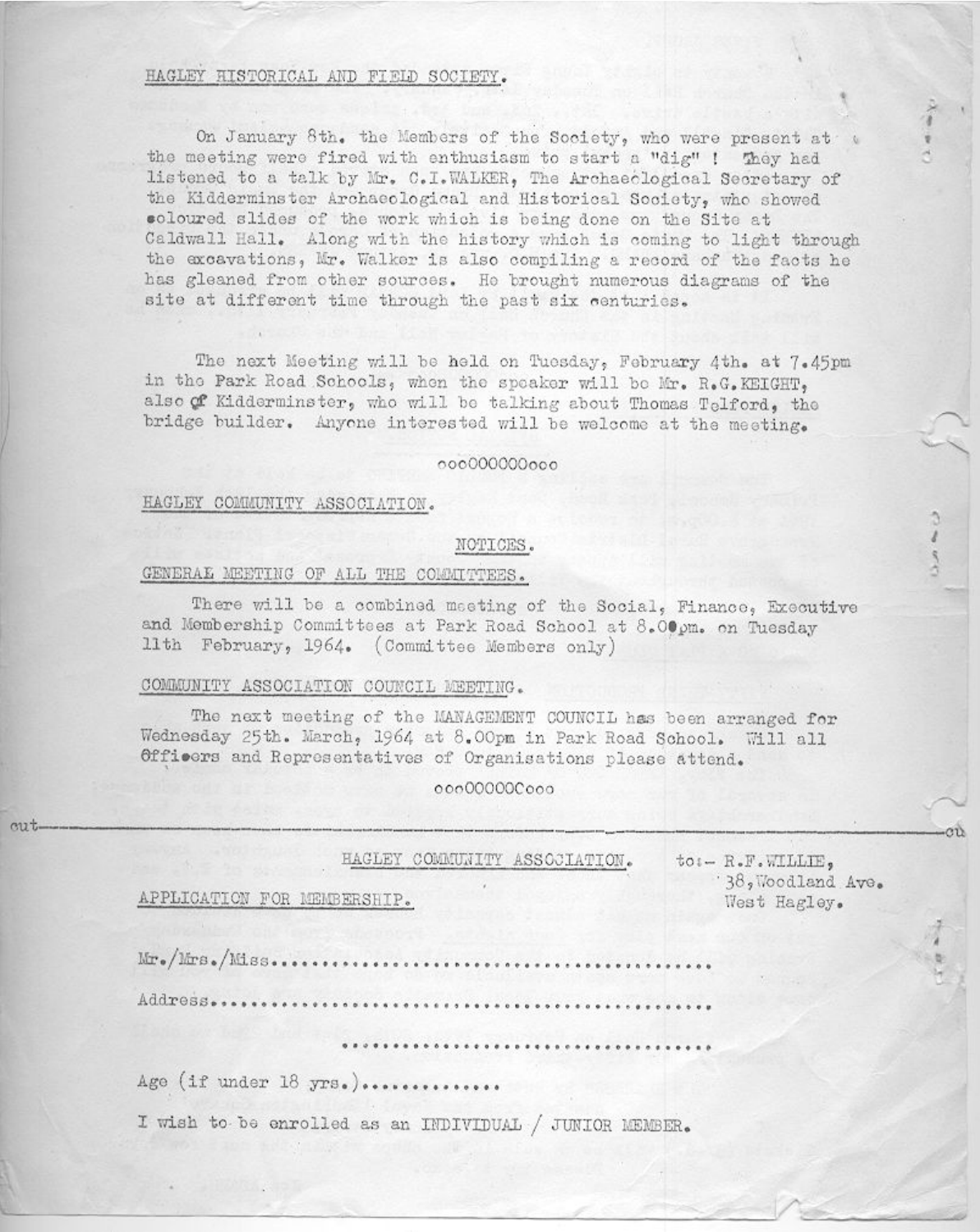## HAGLEY HISTORICAL AND FIELD SOCIETY.

On January 8th. the Members of the Society, who were present at the meeting were fired with enthusiasm to start a "dig" ! They had listened to a talk by Mr. C.I.WALKER, The Archaeological Secretary of the Kidderminster Archaeological and Historical Society, who showed coloured slides of the work which is being done on the Site at Caldwall Hall. Along with the history which is coming to light through the excavations, Mr. Walker is also compiling a record of the facts he has gleaned from other sources. He brought numerous diagrams of the site at different time through the past six centuries.

The next Meeting will be held on Tuesday, February 4th. at 7.45pm in the Park Road Schools, when the speaker will be Mr. R.G.KEIGHT, also of Kidderminster, who will be talking about Thomas Telford, the bridge builder. Anyone interested will be welcome at the meeting.

oooOOOOOOooo

## HAGLEY COMMUNITY ASSOCIATION.

### NOTICES.

### GENERAL MEETING OF ALL THE COMMITTEES.

There will be a combined meeting of the Social, Finance, Executive and Membership Committees at Park Road School at 8.0 pm. on Tuesday 11th February, 1964. (Committee Members only)

### COMMUNITY ASSOCIATION COUNCIL MEETING.

The next meeting of the MANAGEMENT COUNCIL has been arranged for Wednesday 25th. March, 1964 at 8.00pm in Park Road School. Will all Officers and Representatives of Organisations please attend.

oooOOOOOOooo

cut-------------------------------------------------------------------------------------------------------------------cut

HAGLEY COMMUNITY ASSOCIATION.

to:- R.F.WILLIE,
38,Woodland Ave.
West Hagley.

APPLICATION FOR MEMBERSHIP.

Mr./Mrs./Miss.............................................

Address...................................................

..........................................

Age (if under 18 yrs.)..............

I wish to be enrolled as an INDIVIDUAL / JUNIOR MEMBER.